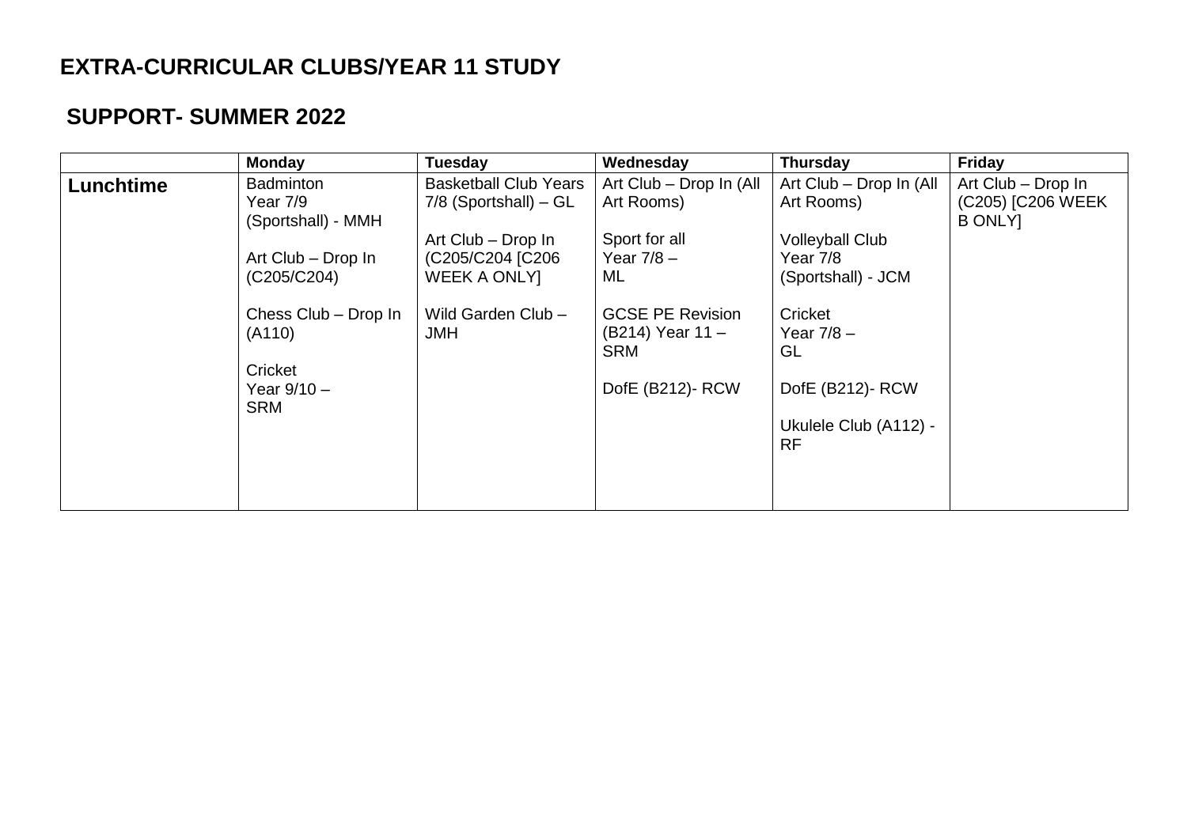# EXTRA-CURRICULAR CLUBS/YEAR 11 STUDY

## SUPPORT- SUMMER 2022

| | Monday | Tuesday | Wednesday | Thursday | Friday |
|---|---|---|---|---|---|
| **Lunchtime** | Badminton Year 7/9 (Sportshall) - MMH<br><br>Art Club – Drop In (C205/C204)<br><br>Chess Club – Drop In (A110)<br><br>Cricket Year 9/10 – SRM | Basketball Club Years 7/8 (Sportshall) – GL<br><br>Art Club – Drop In (C205/C204 [C206 WEEK A ONLY]<br><br>Wild Garden Club – JMH | Art Club – Drop In (All Art Rooms)<br><br>Sport for all Year 7/8 – ML<br><br>GCSE PE Revision (B214) Year 11 – SRM<br><br>DofE (B212)- RCW | Art Club – Drop In (All Art Rooms)<br><br>Volleyball Club Year 7/8 (Sportshall) - JCM<br><br>Cricket Year 7/8 – GL<br><br>DofE (B212)- RCW<br><br>Ukulele Club (A112) - RF | Art Club – Drop In (C205) [C206 WEEK B ONLY] |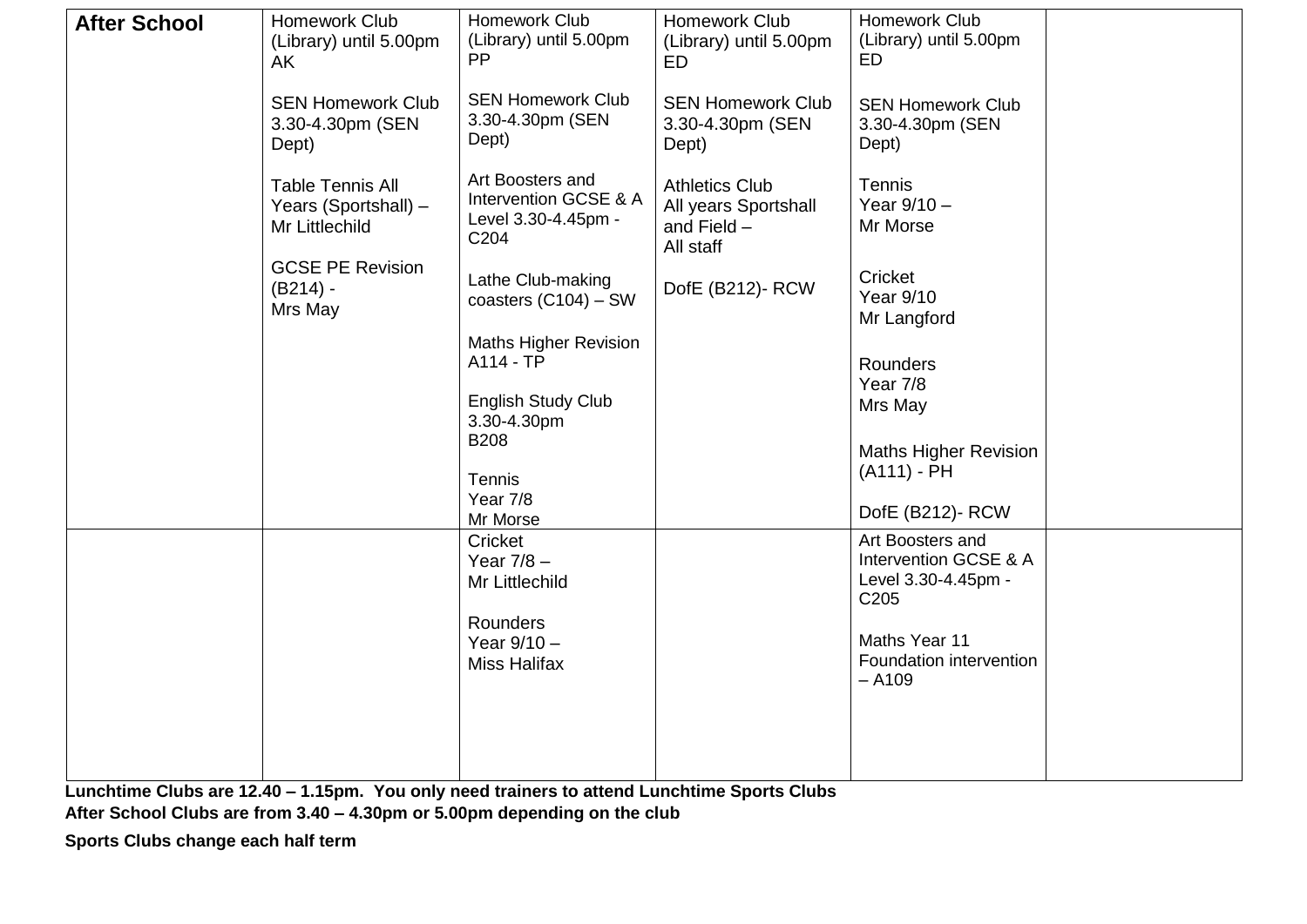| | | | | | |
|---|---|---|---|---|---|
| **After School** | Homework Club (Library) until 5.00pm AK<br><br>SEN Homework Club 3.30-4.30pm (SEN Dept)<br><br>Table Tennis All Years (Sportshall) – Mr Littlechild<br><br>GCSE PE Revision (B214) - Mrs May | Homework Club (Library) until 5.00pm PP<br><br>SEN Homework Club 3.30-4.30pm (SEN Dept)<br><br>Art Boosters and Intervention GCSE & A Level 3.30-4.45pm - C204<br><br>Lathe Club-making coasters (C104) – SW<br><br>Maths Higher Revision A114 - TP<br><br>English Study Club 3.30-4.30pm B208<br><br>Tennis Year 7/8 Mr Morse | Homework Club (Library) until 5.00pm ED<br><br>SEN Homework Club 3.30-4.30pm (SEN Dept)<br><br>Athletics Club All years Sportshall and Field – All staff<br><br>DofE (B212)- RCW | Homework Club (Library) until 5.00pm ED<br><br>SEN Homework Club 3.30-4.30pm (SEN Dept)<br><br>Tennis Year 9/10 – Mr Morse<br><br>Cricket Year 9/10 Mr Langford<br><br>Rounders Year 7/8 Mrs May<br><br>Maths Higher Revision (A111) - PH<br><br>DofE (B212)- RCW | |
| | | Cricket Year 7/8 – Mr Littlechild<br><br>Rounders Year 9/10 – Miss Halifax | | Art Boosters and Intervention GCSE & A Level 3.30-4.45pm - C205<br><br>Maths Year 11 Foundation intervention – A109 | |

**Lunchtime Clubs are 12.40 – 1.15pm. You only need trainers to attend Lunchtime Sports Clubs**
**After School Clubs are from 3.40 – 4.30pm or 5.00pm depending on the club**

**Sports Clubs change each half term**